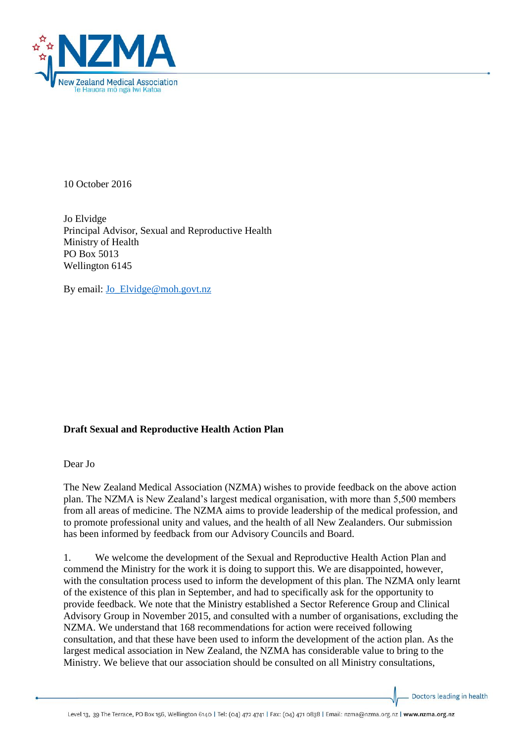10 October 2016

Jo Elvidge
Principal Advisor, Sexual and Reproductive Health
Ministry of Health
PO Box 5013
Wellington 6145

By email: Jo_Elvidge@moh.govt.nz

**Draft Sexual and Reproductive Health Action Plan**

Dear Jo

The New Zealand Medical Association (NZMA) wishes to provide feedback on the above action plan. The NZMA is New Zealand's largest medical organisation, with more than 5,500 members from all areas of medicine. The NZMA aims to provide leadership of the medical profession, and to promote professional unity and values, and the health of all New Zealanders. Our submission has been informed by feedback from our Advisory Councils and Board.

1. We welcome the development of the Sexual and Reproductive Health Action Plan and commend the Ministry for the work it is doing to support this. We are disappointed, however, with the consultation process used to inform the development of this plan. The NZMA only learnt of the existence of this plan in September, and had to specifically ask for the opportunity to provide feedback. We note that the Ministry established a Sector Reference Group and Clinical Advisory Group in November 2015, and consulted with a number of organisations, excluding the NZMA. We understand that 168 recommendations for action were received following consultation, and that these have been used to inform the development of the action plan. As the largest medical association in New Zealand, the NZMA has considerable value to bring to the Ministry. We believe that our association should be consulted on all Ministry consultations,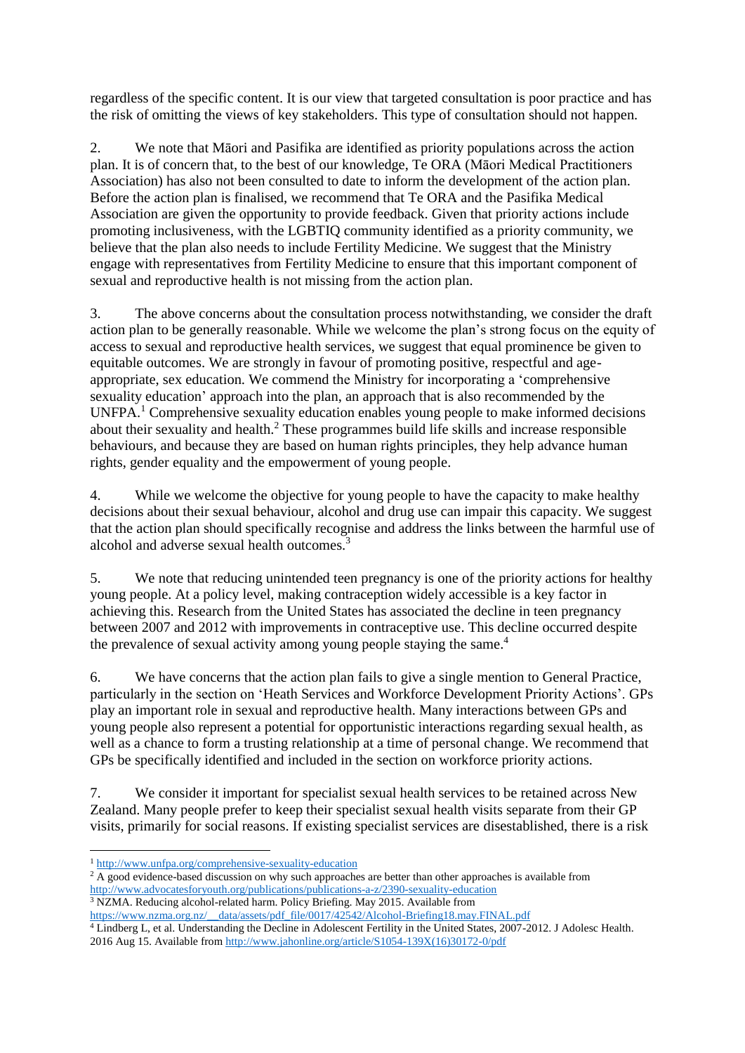regardless of the specific content. It is our view that targeted consultation is poor practice and has the risk of omitting the views of key stakeholders. This type of consultation should not happen.

2. We note that Māori and Pasifika are identified as priority populations across the action plan. It is of concern that, to the best of our knowledge, Te ORA (Māori Medical Practitioners Association) has also not been consulted to date to inform the development of the action plan. Before the action plan is finalised, we recommend that Te ORA and the Pasifika Medical Association are given the opportunity to provide feedback. Given that priority actions include promoting inclusiveness, with the LGBTIQ community identified as a priority community, we believe that the plan also needs to include Fertility Medicine. We suggest that the Ministry engage with representatives from Fertility Medicine to ensure that this important component of sexual and reproductive health is not missing from the action plan.

3. The above concerns about the consultation process notwithstanding, we consider the draft action plan to be generally reasonable. While we welcome the plan's strong focus on the equity of access to sexual and reproductive health services, we suggest that equal prominence be given to equitable outcomes. We are strongly in favour of promoting positive, respectful and age-appropriate, sex education. We commend the Ministry for incorporating a 'comprehensive sexuality education' approach into the plan, an approach that is also recommended by the UNFPA.[1] Comprehensive sexuality education enables young people to make informed decisions about their sexuality and health.[2] These programmes build life skills and increase responsible behaviours, and because they are based on human rights principles, they help advance human rights, gender equality and the empowerment of young people.

4. While we welcome the objective for young people to have the capacity to make healthy decisions about their sexual behaviour, alcohol and drug use can impair this capacity. We suggest that the action plan should specifically recognise and address the links between the harmful use of alcohol and adverse sexual health outcomes.[3]

5. We note that reducing unintended teen pregnancy is one of the priority actions for healthy young people. At a policy level, making contraception widely accessible is a key factor in achieving this. Research from the United States has associated the decline in teen pregnancy between 2007 and 2012 with improvements in contraceptive use. This decline occurred despite the prevalence of sexual activity among young people staying the same.[4]

6. We have concerns that the action plan fails to give a single mention to General Practice, particularly in the section on 'Heath Services and Workforce Development Priority Actions'. GPs play an important role in sexual and reproductive health. Many interactions between GPs and young people also represent a potential for opportunistic interactions regarding sexual health, as well as a chance to form a trusting relationship at a time of personal change. We recommend that GPs be specifically identified and included in the section on workforce priority actions.

7. We consider it important for specialist sexual health services to be retained across New Zealand. Many people prefer to keep their specialist sexual health visits separate from their GP visits, primarily for social reasons. If existing specialist services are disestablished, there is a risk

[1] http://www.unfpa.org/comprehensive-sexuality-education

[2] A good evidence-based discussion on why such approaches are better than other approaches is available from http://www.advocatesforyouth.org/publications/publications-a-z/2390-sexuality-education

[3] NZMA. Reducing alcohol-related harm. Policy Briefing. May 2015. Available from https://www.nzma.org.nz/__data/assets/pdf_file/0017/42542/Alcohol-Briefing18.may.FINAL.pdf

[4] Lindberg L, et al. Understanding the Decline in Adolescent Fertility in the United States, 2007-2012. J Adolesc Health. 2016 Aug 15. Available from http://www.jahonline.org/article/S1054-139X(16)30172-0/pdf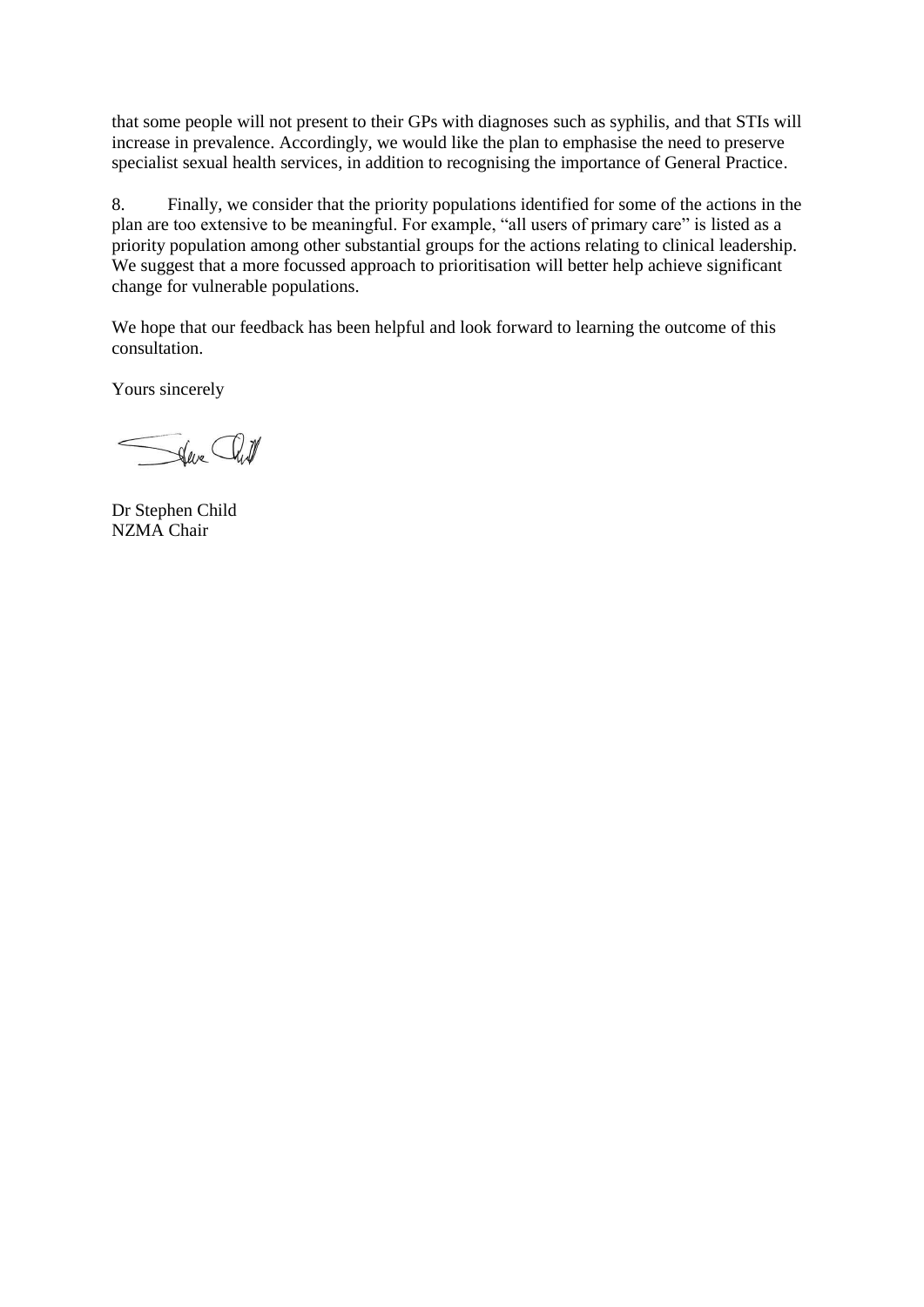that some people will not present to their GPs with diagnoses such as syphilis, and that STIs will increase in prevalence. Accordingly, we would like the plan to emphasise the need to preserve specialist sexual health services, in addition to recognising the importance of General Practice.

8. Finally, we consider that the priority populations identified for some of the actions in the plan are too extensive to be meaningful. For example, "all users of primary care" is listed as a priority population among other substantial groups for the actions relating to clinical leadership. We suggest that a more focussed approach to prioritisation will better help achieve significant change for vulnerable populations.

We hope that our feedback has been helpful and look forward to learning the outcome of this consultation.

Yours sincerely

Dr Stephen Child
NZMA Chair